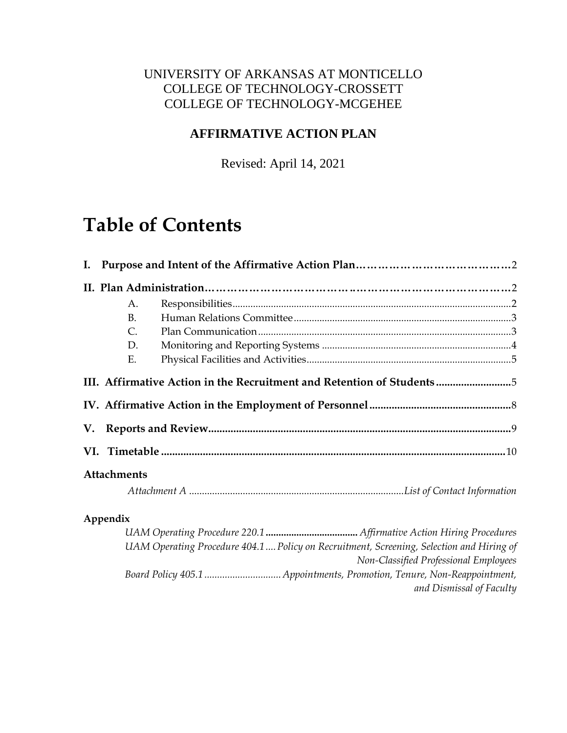UNIVERSITY OF ARKANSAS AT MONTICELLO
COLLEGE OF TECHNOLOGY-CROSSETT
COLLEGE OF TECHNOLOGY-MCGEHEE

**AFFIRMATIVE ACTION PLAN**

Revised: April 14, 2021

# Table of Contents

**I. Purpose and Intent of the Affirmative Action Plan……………………………………2**

**II. Plan Administration……………………………………………………………………2**

- A. Responsibilities.........................................................................................................2
- B. Human Relations Committee....................................................................................3
- C. Plan Communication.................................................................................................3
- D. Monitoring and Reporting Systems .........................................................................4
- E. Physical Facilities and Activities...............................................................................5

**III. Affirmative Action in the Recruitment and Retention of Students..........................5**

**IV. Affirmative Action in the Employment of Personnel..................................................8**

**V. Reports and Review.............................................................................................................9**

**VI. Timetable ...........................................................................................................................10**

**Attachments**

*Attachment A .................................................................................List of Contact Information*

**Appendix**

*UAM Operating Procedure 220.1* **..................................** *Affirmative Action Hiring Procedures*

*UAM Operating Procedure 404.1 .... Policy on Recruitment, Screening, Selection and Hiring of Non-Classified Professional Employees*

*Board Policy 405.1 ............................. Appointments, Promotion, Tenure, Non-Reappointment, and Dismissal of Faculty*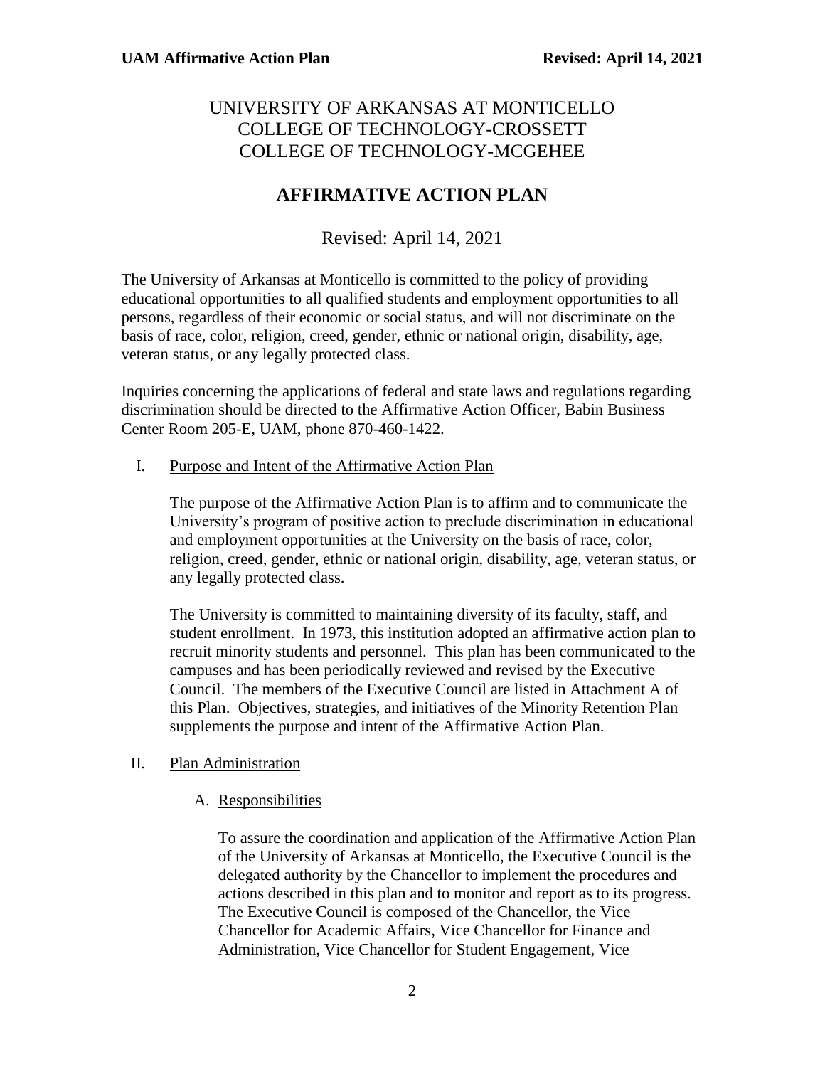# UNIVERSITY OF ARKANSAS AT MONTICELLO
# COLLEGE OF TECHNOLOGY-CROSSETT
# COLLEGE OF TECHNOLOGY-MCGEHEE

## AFFIRMATIVE ACTION PLAN

Revised: April 14, 2021

The University of Arkansas at Monticello is committed to the policy of providing educational opportunities to all qualified students and employment opportunities to all persons, regardless of their economic or social status, and will not discriminate on the basis of race, color, religion, creed, gender, ethnic or national origin, disability, age, veteran status, or any legally protected class.

Inquiries concerning the applications of federal and state laws and regulations regarding discrimination should be directed to the Affirmative Action Officer, Babin Business Center Room 205-E, UAM, phone 870-460-1422.

### I. Purpose and Intent of the Affirmative Action Plan

The purpose of the Affirmative Action Plan is to affirm and to communicate the University's program of positive action to preclude discrimination in educational and employment opportunities at the University on the basis of race, color, religion, creed, gender, ethnic or national origin, disability, age, veteran status, or any legally protected class.

The University is committed to maintaining diversity of its faculty, staff, and student enrollment. In 1973, this institution adopted an affirmative action plan to recruit minority students and personnel. This plan has been communicated to the campuses and has been periodically reviewed and revised by the Executive Council. The members of the Executive Council are listed in Attachment A of this Plan. Objectives, strategies, and initiatives of the Minority Retention Plan supplements the purpose and intent of the Affirmative Action Plan.

### II. Plan Administration

#### A. Responsibilities

To assure the coordination and application of the Affirmative Action Plan of the University of Arkansas at Monticello, the Executive Council is the delegated authority by the Chancellor to implement the procedures and actions described in this plan and to monitor and report as to its progress. The Executive Council is composed of the Chancellor, the Vice Chancellor for Academic Affairs, Vice Chancellor for Finance and Administration, Vice Chancellor for Student Engagement, Vice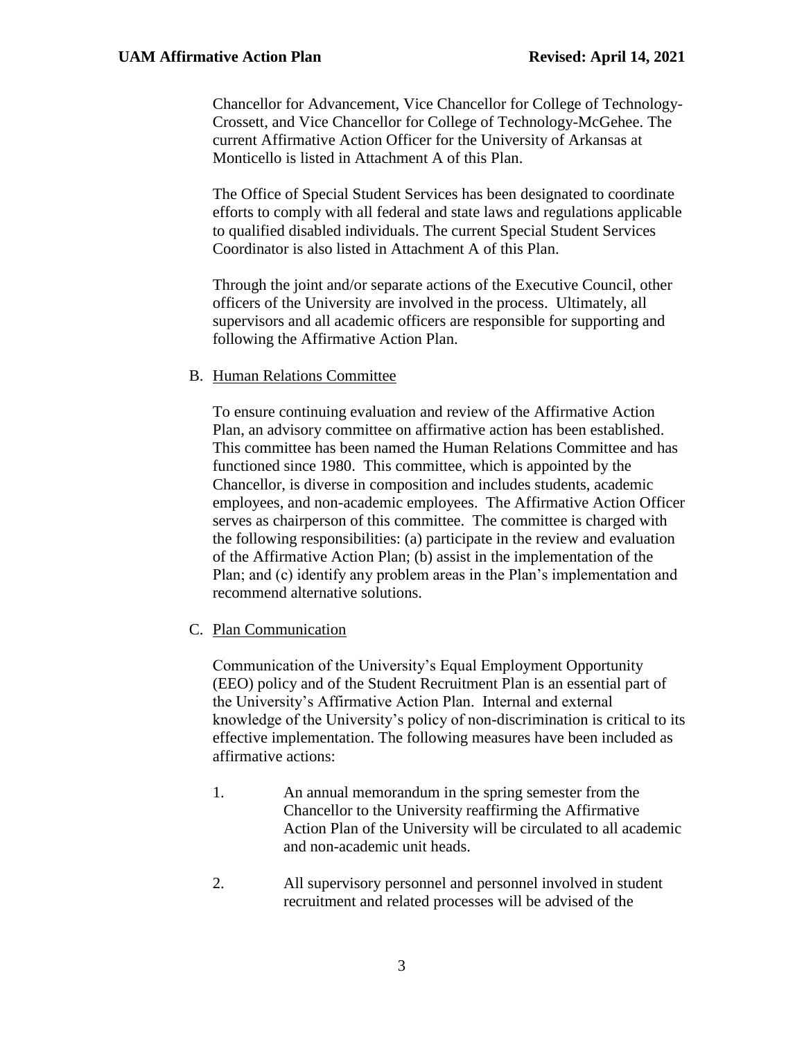Chancellor for Advancement, Vice Chancellor for College of Technology-Crossett, and Vice Chancellor for College of Technology-McGehee. The current Affirmative Action Officer for the University of Arkansas at Monticello is listed in Attachment A of this Plan.

The Office of Special Student Services has been designated to coordinate efforts to comply with all federal and state laws and regulations applicable to qualified disabled individuals. The current Special Student Services Coordinator is also listed in Attachment A of this Plan.

Through the joint and/or separate actions of the Executive Council, other officers of the University are involved in the process. Ultimately, all supervisors and all academic officers are responsible for supporting and following the Affirmative Action Plan.

B. Human Relations Committee

To ensure continuing evaluation and review of the Affirmative Action Plan, an advisory committee on affirmative action has been established. This committee has been named the Human Relations Committee and has functioned since 1980. This committee, which is appointed by the Chancellor, is diverse in composition and includes students, academic employees, and non-academic employees. The Affirmative Action Officer serves as chairperson of this committee. The committee is charged with the following responsibilities: (a) participate in the review and evaluation of the Affirmative Action Plan; (b) assist in the implementation of the Plan; and (c) identify any problem areas in the Plan's implementation and recommend alternative solutions.

C. Plan Communication

Communication of the University's Equal Employment Opportunity (EEO) policy and of the Student Recruitment Plan is an essential part of the University's Affirmative Action Plan. Internal and external knowledge of the University's policy of non-discrimination is critical to its effective implementation. The following measures have been included as affirmative actions:

1. An annual memorandum in the spring semester from the Chancellor to the University reaffirming the Affirmative Action Plan of the University will be circulated to all academic and non-academic unit heads.

2. All supervisory personnel and personnel involved in student recruitment and related processes will be advised of the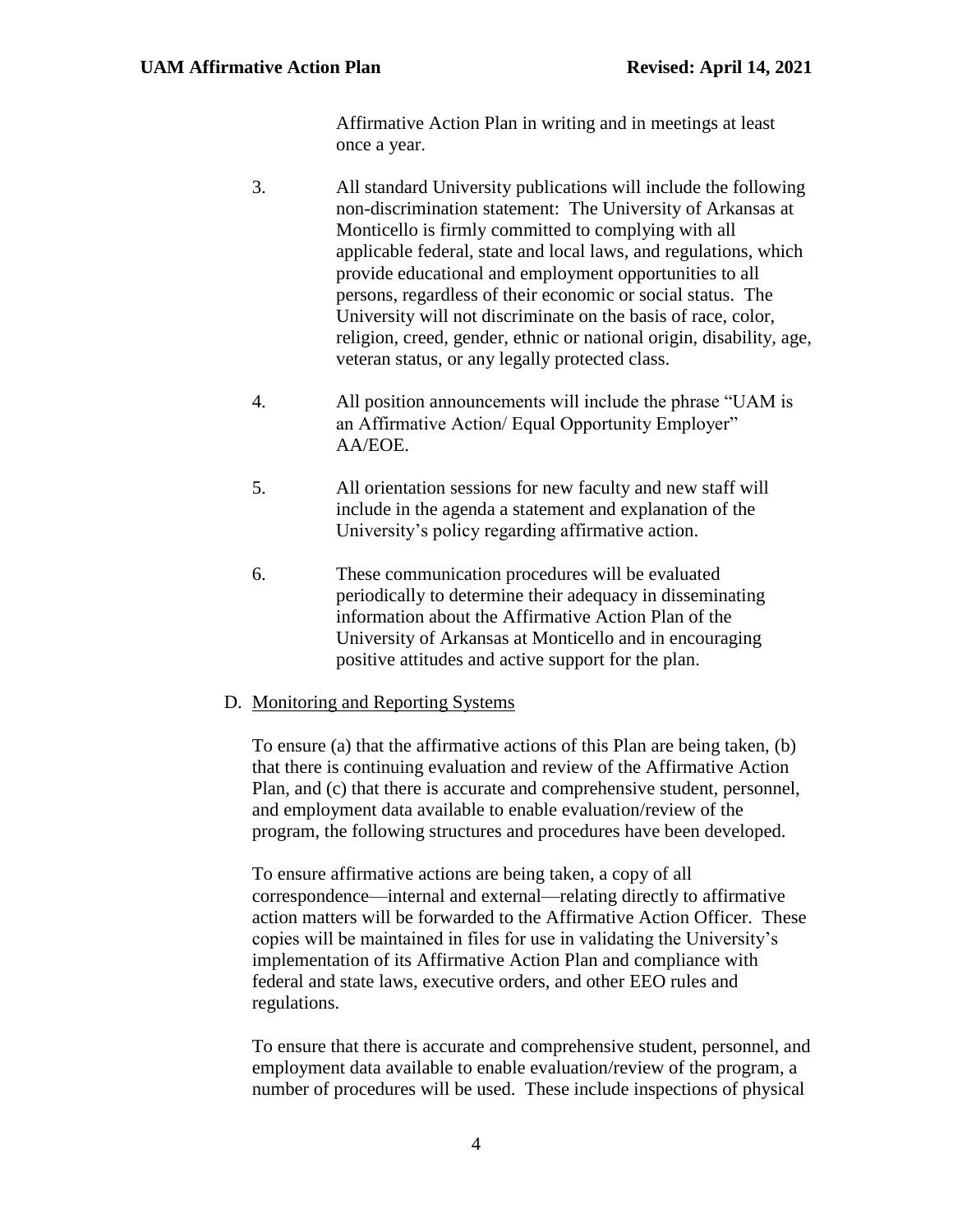Affirmative Action Plan in writing and in meetings at least once a year.

3. All standard University publications will include the following non-discrimination statement: The University of Arkansas at Monticello is firmly committed to complying with all applicable federal, state and local laws, and regulations, which provide educational and employment opportunities to all persons, regardless of their economic or social status. The University will not discriminate on the basis of race, color, religion, creed, gender, ethnic or national origin, disability, age, veteran status, or any legally protected class.

4. All position announcements will include the phrase "UAM is an Affirmative Action/ Equal Opportunity Employer" AA/EOE.

5. All orientation sessions for new faculty and new staff will include in the agenda a statement and explanation of the University's policy regarding affirmative action.

6. These communication procedures will be evaluated periodically to determine their adequacy in disseminating information about the Affirmative Action Plan of the University of Arkansas at Monticello and in encouraging positive attitudes and active support for the plan.

D. Monitoring and Reporting Systems

To ensure (a) that the affirmative actions of this Plan are being taken, (b) that there is continuing evaluation and review of the Affirmative Action Plan, and (c) that there is accurate and comprehensive student, personnel, and employment data available to enable evaluation/review of the program, the following structures and procedures have been developed.

To ensure affirmative actions are being taken, a copy of all correspondence—internal and external—relating directly to affirmative action matters will be forwarded to the Affirmative Action Officer. These copies will be maintained in files for use in validating the University's implementation of its Affirmative Action Plan and compliance with federal and state laws, executive orders, and other EEO rules and regulations.

To ensure that there is accurate and comprehensive student, personnel, and employment data available to enable evaluation/review of the program, a number of procedures will be used. These include inspections of physical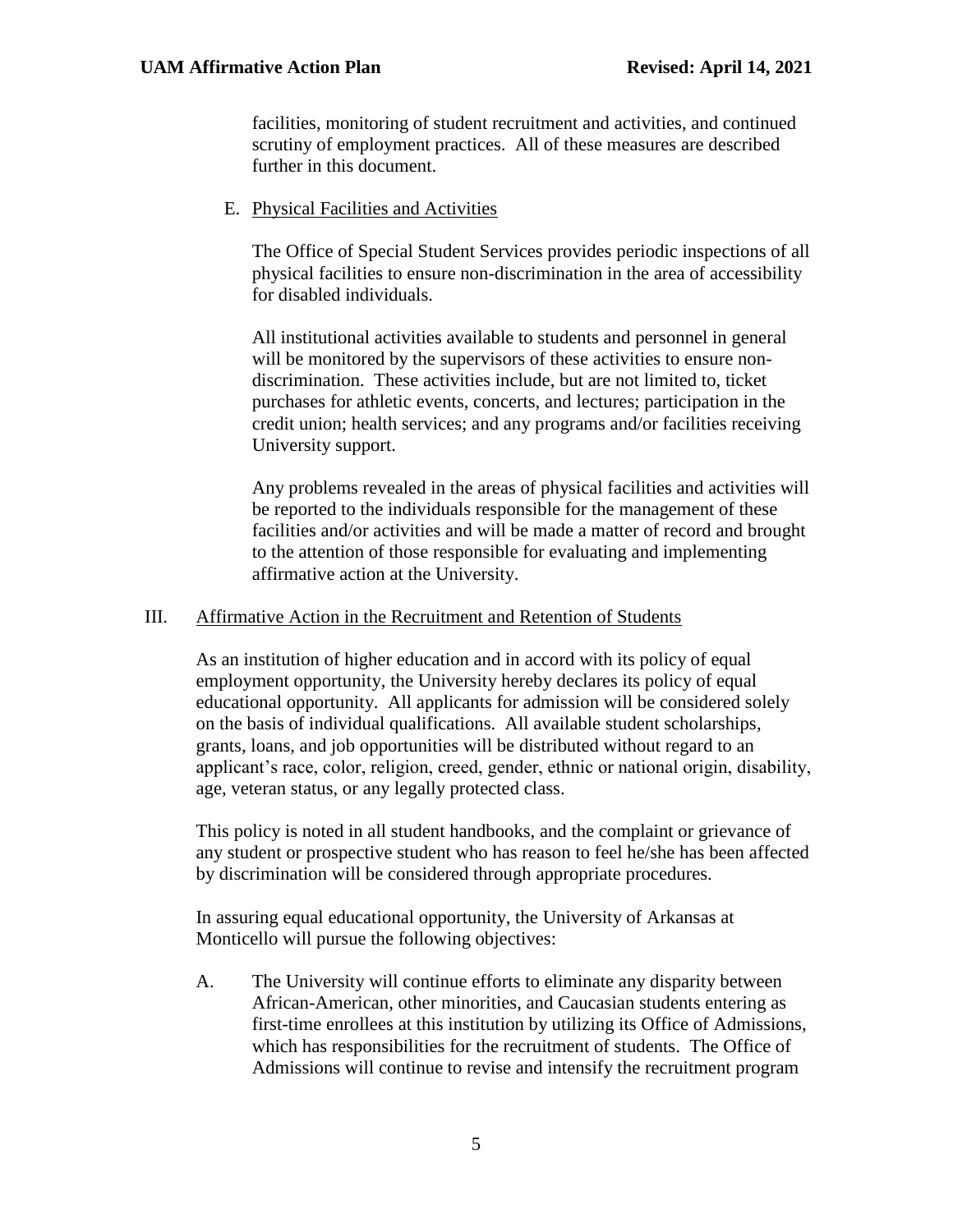facilities, monitoring of student recruitment and activities, and continued scrutiny of employment practices. All of these measures are described further in this document.

E. Physical Facilities and Activities

The Office of Special Student Services provides periodic inspections of all physical facilities to ensure non-discrimination in the area of accessibility for disabled individuals.

All institutional activities available to students and personnel in general will be monitored by the supervisors of these activities to ensure non-discrimination. These activities include, but are not limited to, ticket purchases for athletic events, concerts, and lectures; participation in the credit union; health services; and any programs and/or facilities receiving University support.

Any problems revealed in the areas of physical facilities and activities will be reported to the individuals responsible for the management of these facilities and/or activities and will be made a matter of record and brought to the attention of those responsible for evaluating and implementing affirmative action at the University.

## III. Affirmative Action in the Recruitment and Retention of Students

As an institution of higher education and in accord with its policy of equal employment opportunity, the University hereby declares its policy of equal educational opportunity. All applicants for admission will be considered solely on the basis of individual qualifications. All available student scholarships, grants, loans, and job opportunities will be distributed without regard to an applicant's race, color, religion, creed, gender, ethnic or national origin, disability, age, veteran status, or any legally protected class.

This policy is noted in all student handbooks, and the complaint or grievance of any student or prospective student who has reason to feel he/she has been affected by discrimination will be considered through appropriate procedures.

In assuring equal educational opportunity, the University of Arkansas at Monticello will pursue the following objectives:

A. The University will continue efforts to eliminate any disparity between African-American, other minorities, and Caucasian students entering as first-time enrollees at this institution by utilizing its Office of Admissions, which has responsibilities for the recruitment of students. The Office of Admissions will continue to revise and intensify the recruitment program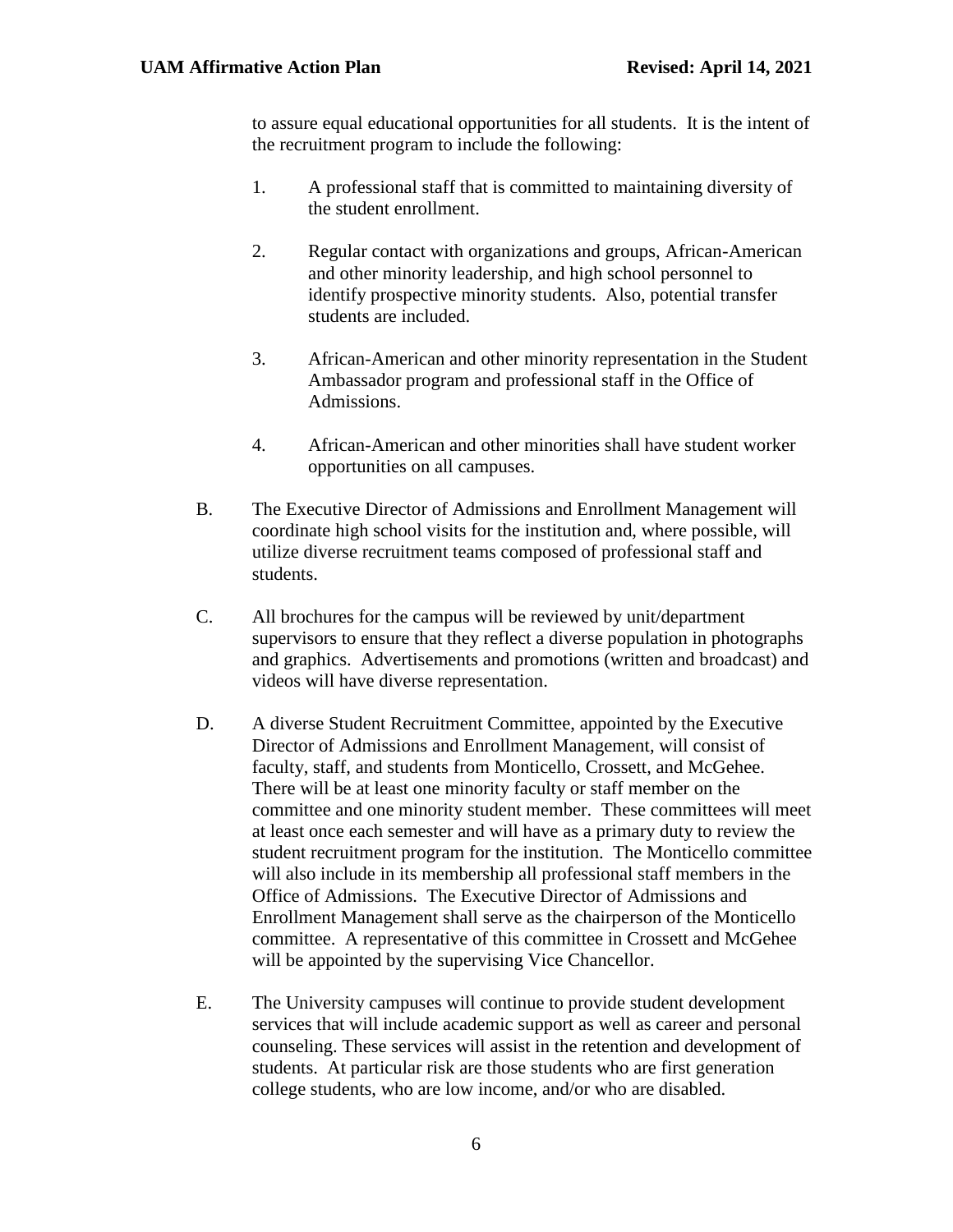to assure equal educational opportunities for all students. It is the intent of the recruitment program to include the following:

1. A professional staff that is committed to maintaining diversity of the student enrollment.

2. Regular contact with organizations and groups, African-American and other minority leadership, and high school personnel to identify prospective minority students. Also, potential transfer students are included.

3. African-American and other minority representation in the Student Ambassador program and professional staff in the Office of Admissions.

4. African-American and other minorities shall have student worker opportunities on all campuses.

B. The Executive Director of Admissions and Enrollment Management will coordinate high school visits for the institution and, where possible, will utilize diverse recruitment teams composed of professional staff and students.

C. All brochures for the campus will be reviewed by unit/department supervisors to ensure that they reflect a diverse population in photographs and graphics. Advertisements and promotions (written and broadcast) and videos will have diverse representation.

D. A diverse Student Recruitment Committee, appointed by the Executive Director of Admissions and Enrollment Management, will consist of faculty, staff, and students from Monticello, Crossett, and McGehee. There will be at least one minority faculty or staff member on the committee and one minority student member. These committees will meet at least once each semester and will have as a primary duty to review the student recruitment program for the institution. The Monticello committee will also include in its membership all professional staff members in the Office of Admissions. The Executive Director of Admissions and Enrollment Management shall serve as the chairperson of the Monticello committee. A representative of this committee in Crossett and McGehee will be appointed by the supervising Vice Chancellor.

E. The University campuses will continue to provide student development services that will include academic support as well as career and personal counseling. These services will assist in the retention and development of students. At particular risk are those students who are first generation college students, who are low income, and/or who are disabled.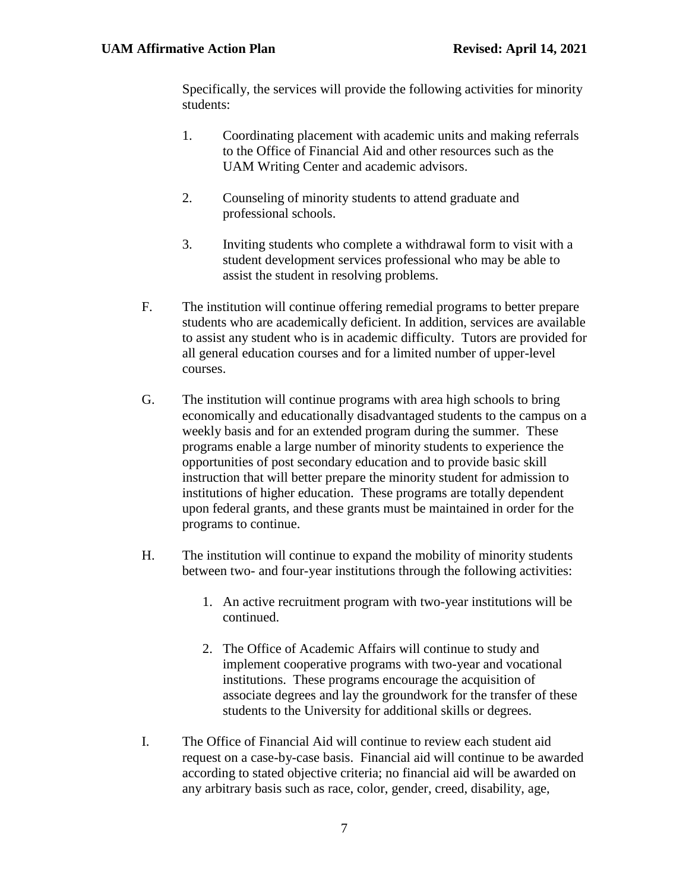Specifically, the services will provide the following activities for minority students:

1. Coordinating placement with academic units and making referrals to the Office of Financial Aid and other resources such as the UAM Writing Center and academic advisors.

2. Counseling of minority students to attend graduate and professional schools.

3. Inviting students who complete a withdrawal form to visit with a student development services professional who may be able to assist the student in resolving problems.

F. The institution will continue offering remedial programs to better prepare students who are academically deficient. In addition, services are available to assist any student who is in academic difficulty. Tutors are provided for all general education courses and for a limited number of upper-level courses.

G. The institution will continue programs with area high schools to bring economically and educationally disadvantaged students to the campus on a weekly basis and for an extended program during the summer. These programs enable a large number of minority students to experience the opportunities of post secondary education and to provide basic skill instruction that will better prepare the minority student for admission to institutions of higher education. These programs are totally dependent upon federal grants, and these grants must be maintained in order for the programs to continue.

H. The institution will continue to expand the mobility of minority students between two- and four-year institutions through the following activities:

1. An active recruitment program with two-year institutions will be continued.

2. The Office of Academic Affairs will continue to study and implement cooperative programs with two-year and vocational institutions. These programs encourage the acquisition of associate degrees and lay the groundwork for the transfer of these students to the University for additional skills or degrees.

I. The Office of Financial Aid will continue to review each student aid request on a case-by-case basis. Financial aid will continue to be awarded according to stated objective criteria; no financial aid will be awarded on any arbitrary basis such as race, color, gender, creed, disability, age,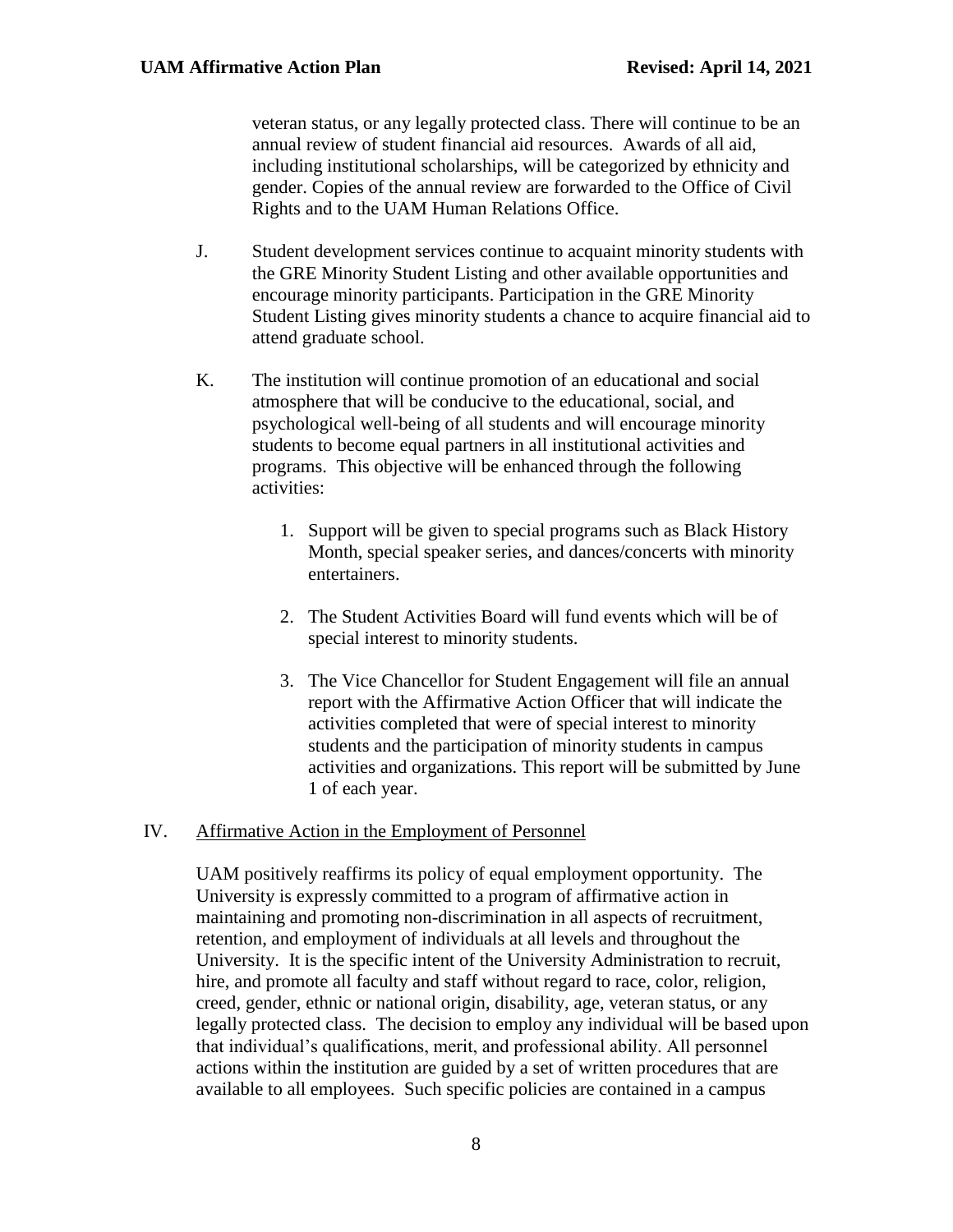veteran status, or any legally protected class. There will continue to be an annual review of student financial aid resources. Awards of all aid, including institutional scholarships, will be categorized by ethnicity and gender. Copies of the annual review are forwarded to the Office of Civil Rights and to the UAM Human Relations Office.

J. Student development services continue to acquaint minority students with the GRE Minority Student Listing and other available opportunities and encourage minority participants. Participation in the GRE Minority Student Listing gives minority students a chance to acquire financial aid to attend graduate school.

K. The institution will continue promotion of an educational and social atmosphere that will be conducive to the educational, social, and psychological well-being of all students and will encourage minority students to become equal partners in all institutional activities and programs. This objective will be enhanced through the following activities:

   1. Support will be given to special programs such as Black History Month, special speaker series, and dances/concerts with minority entertainers.

   2. The Student Activities Board will fund events which will be of special interest to minority students.

   3. The Vice Chancellor for Student Engagement will file an annual report with the Affirmative Action Officer that will indicate the activities completed that were of special interest to minority students and the participation of minority students in campus activities and organizations. This report will be submitted by June 1 of each year.

## IV. Affirmative Action in the Employment of Personnel

UAM positively reaffirms its policy of equal employment opportunity. The University is expressly committed to a program of affirmative action in maintaining and promoting non-discrimination in all aspects of recruitment, retention, and employment of individuals at all levels and throughout the University. It is the specific intent of the University Administration to recruit, hire, and promote all faculty and staff without regard to race, color, religion, creed, gender, ethnic or national origin, disability, age, veteran status, or any legally protected class. The decision to employ any individual will be based upon that individual's qualifications, merit, and professional ability. All personnel actions within the institution are guided by a set of written procedures that are available to all employees. Such specific policies are contained in a campus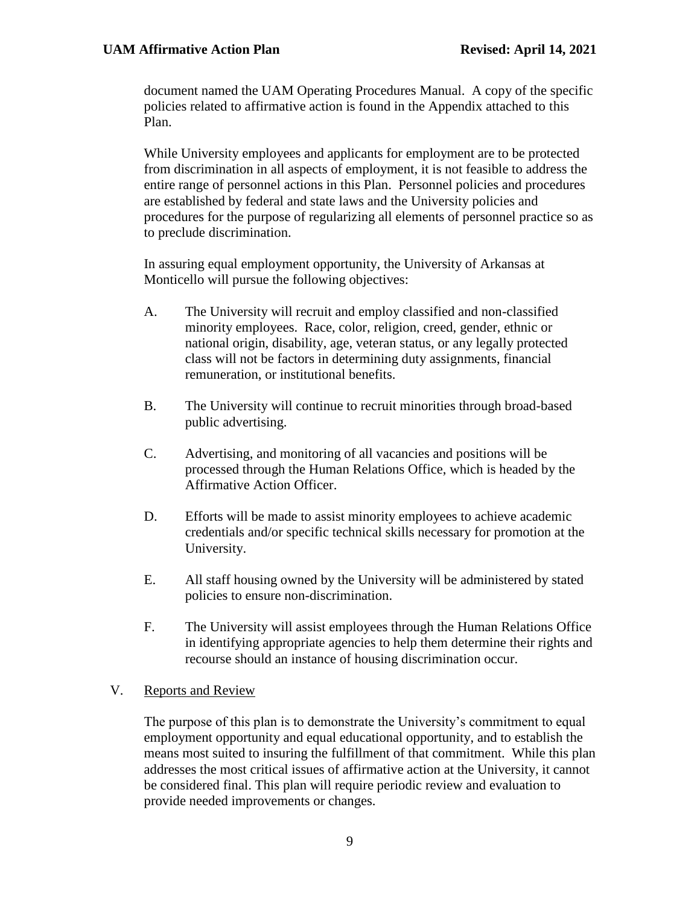document named the UAM Operating Procedures Manual. A copy of the specific policies related to affirmative action is found in the Appendix attached to this Plan.

While University employees and applicants for employment are to be protected from discrimination in all aspects of employment, it is not feasible to address the entire range of personnel actions in this Plan. Personnel policies and procedures are established by federal and state laws and the University policies and procedures for the purpose of regularizing all elements of personnel practice so as to preclude discrimination.

In assuring equal employment opportunity, the University of Arkansas at Monticello will pursue the following objectives:

A. The University will recruit and employ classified and non-classified minority employees. Race, color, religion, creed, gender, ethnic or national origin, disability, age, veteran status, or any legally protected class will not be factors in determining duty assignments, financial remuneration, or institutional benefits.

B. The University will continue to recruit minorities through broad-based public advertising.

C. Advertising, and monitoring of all vacancies and positions will be processed through the Human Relations Office, which is headed by the Affirmative Action Officer.

D. Efforts will be made to assist minority employees to achieve academic credentials and/or specific technical skills necessary for promotion at the University.

E. All staff housing owned by the University will be administered by stated policies to ensure non-discrimination.

F. The University will assist employees through the Human Relations Office in identifying appropriate agencies to help them determine their rights and recourse should an instance of housing discrimination occur.

## V. Reports and Review

The purpose of this plan is to demonstrate the University's commitment to equal employment opportunity and equal educational opportunity, and to establish the means most suited to insuring the fulfillment of that commitment. While this plan addresses the most critical issues of affirmative action at the University, it cannot be considered final. This plan will require periodic review and evaluation to provide needed improvements or changes.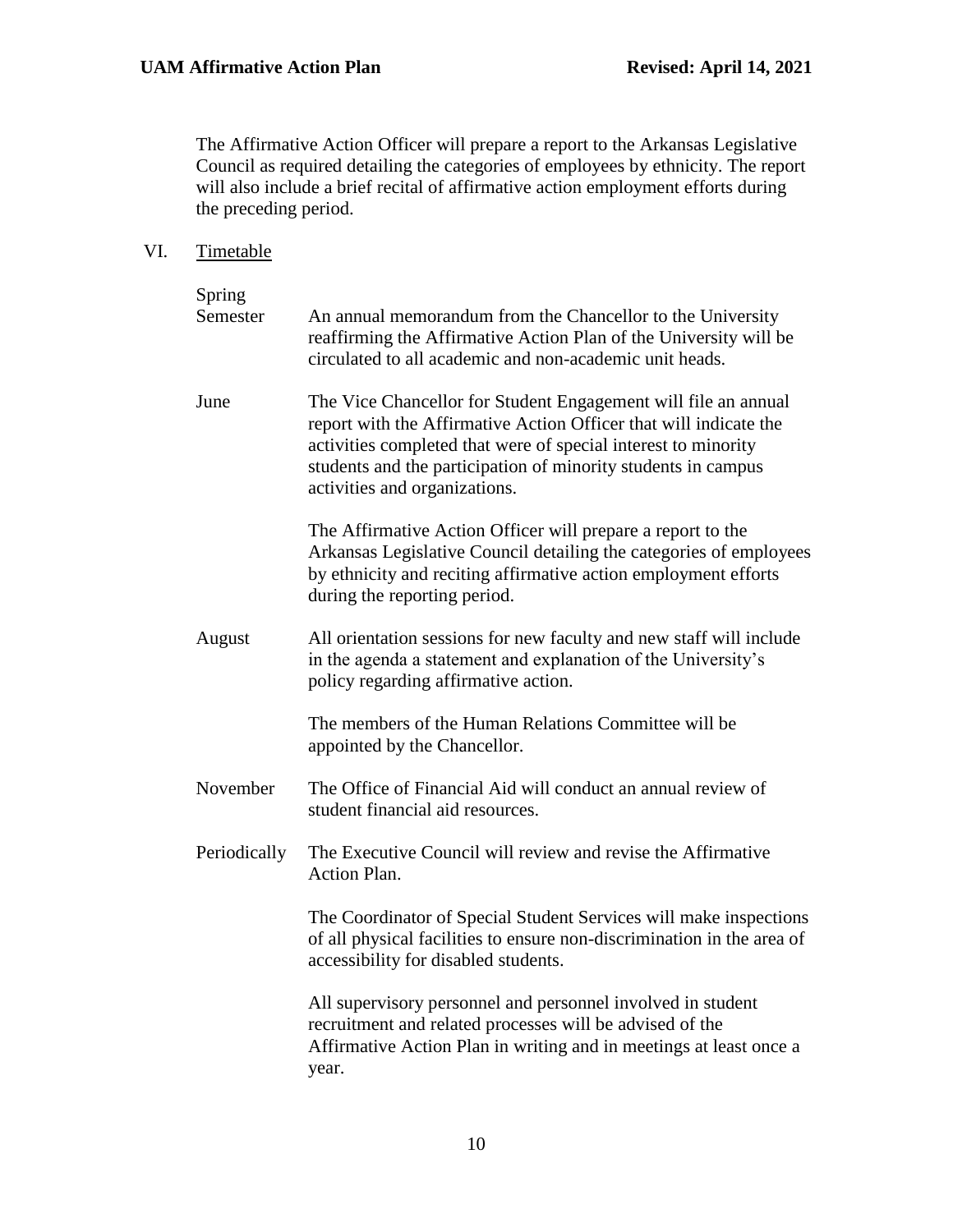The Affirmative Action Officer will prepare a report to the Arkansas Legislative Council as required detailing the categories of employees by ethnicity. The report will also include a brief recital of affirmative action employment efforts during the preceding period.

## VI. Timetable

| | |
|---|---|
| Spring Semester | An annual memorandum from the Chancellor to the University reaffirming the Affirmative Action Plan of the University will be circulated to all academic and non-academic unit heads. |
| June | The Vice Chancellor for Student Engagement will file an annual report with the Affirmative Action Officer that will indicate the activities completed that were of special interest to minority students and the participation of minority students in campus activities and organizations. |
| | The Affirmative Action Officer will prepare a report to the Arkansas Legislative Council detailing the categories of employees by ethnicity and reciting affirmative action employment efforts during the reporting period. |
| August | All orientation sessions for new faculty and new staff will include in the agenda a statement and explanation of the University's policy regarding affirmative action. |
| | The members of the Human Relations Committee will be appointed by the Chancellor. |
| November | The Office of Financial Aid will conduct an annual review of student financial aid resources. |
| Periodically | The Executive Council will review and revise the Affirmative Action Plan. |
| | The Coordinator of Special Student Services will make inspections of all physical facilities to ensure non-discrimination in the area of accessibility for disabled students. |
| | All supervisory personnel and personnel involved in student recruitment and related processes will be advised of the Affirmative Action Plan in writing and in meetings at least once a year. |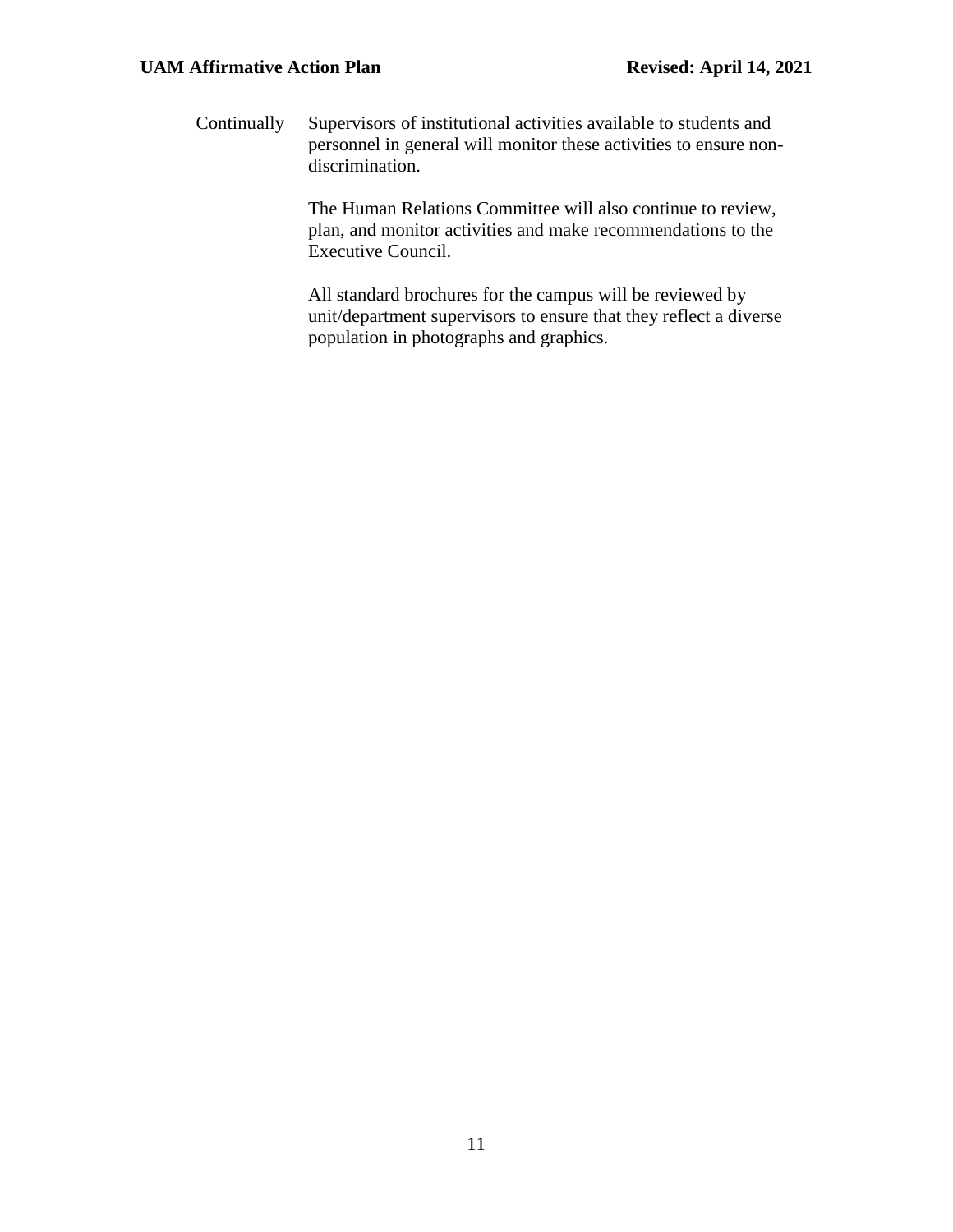Continually Supervisors of institutional activities available to students and personnel in general will monitor these activities to ensure non-discrimination.

The Human Relations Committee will also continue to review, plan, and monitor activities and make recommendations to the Executive Council.

All standard brochures for the campus will be reviewed by unit/department supervisors to ensure that they reflect a diverse population in photographs and graphics.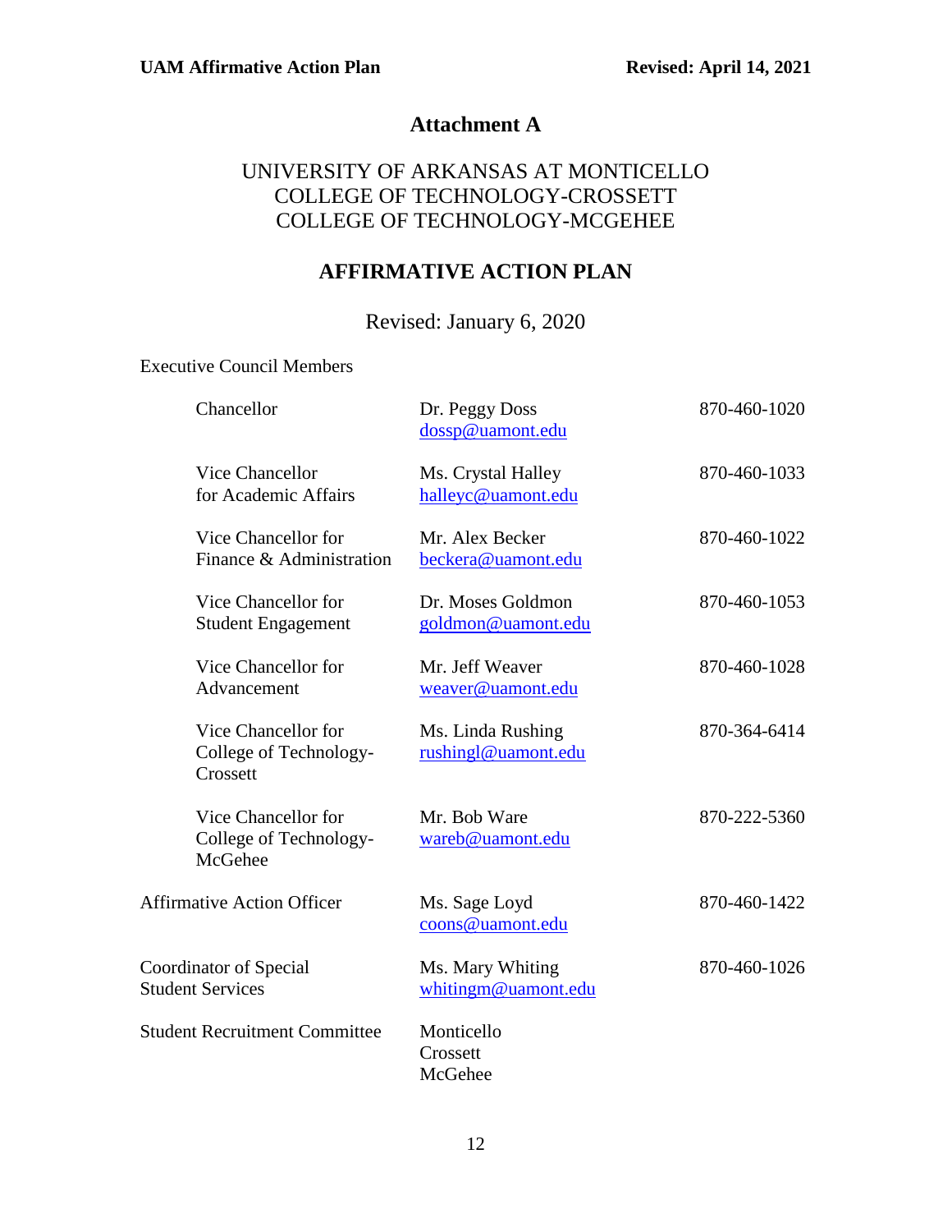# Attachment A

## UNIVERSITY OF ARKANSAS AT MONTICELLO
## COLLEGE OF TECHNOLOGY-CROSSETT
## COLLEGE OF TECHNOLOGY-MCGEHEE

## AFFIRMATIVE ACTION PLAN

Revised: January 6, 2020

Executive Council Members

| Position | Name | Phone |
|---|---|---|
| Chancellor | Dr. Peggy Doss<br>dossp@uamont.edu | 870-460-1020 |
| Vice Chancellor for Academic Affairs | Ms. Crystal Halley<br>halleyc@uamont.edu | 870-460-1033 |
| Vice Chancellor for Finance & Administration | Mr. Alex Becker<br>beckera@uamont.edu | 870-460-1022 |
| Vice Chancellor for Student Engagement | Dr. Moses Goldmon<br>goldmon@uamont.edu | 870-460-1053 |
| Vice Chancellor for Advancement | Mr. Jeff Weaver<br>weaver@uamont.edu | 870-460-1028 |
| Vice Chancellor for College of Technology-Crossett | Ms. Linda Rushing<br>rushingl@uamont.edu | 870-364-6414 |
| Vice Chancellor for College of Technology-McGehee | Mr. Bob Ware<br>wareb@uamont.edu | 870-222-5360 |
| Affirmative Action Officer | Ms. Sage Loyd<br>coons@uamont.edu | 870-460-1422 |
| Coordinator of Special Student Services | Ms. Mary Whiting<br>whitingm@uamont.edu | 870-460-1026 |
| Student Recruitment Committee | Monticello<br>Crossett<br>McGehee | |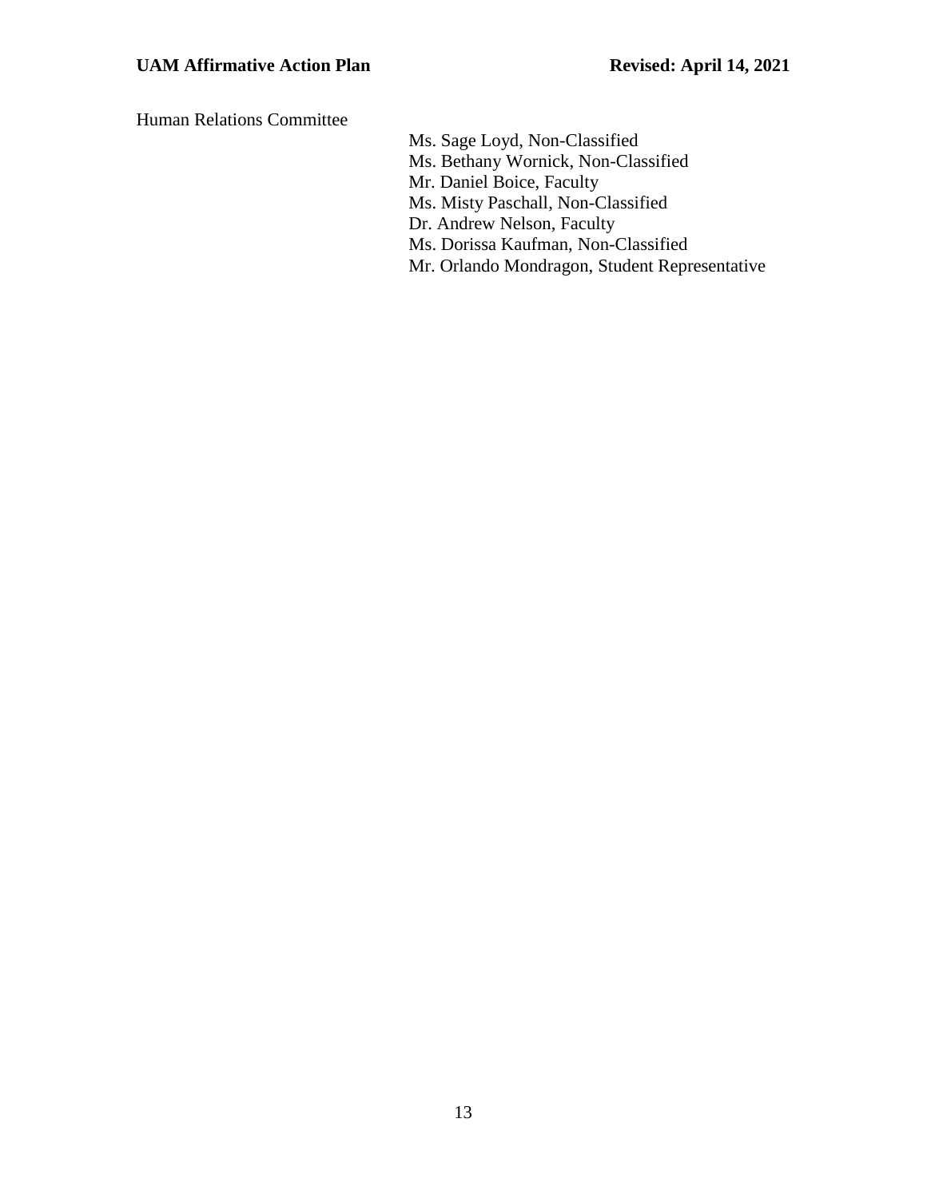Human Relations Committee

Ms. Sage Loyd, Non-Classified
Ms. Bethany Wornick, Non-Classified
Mr. Daniel Boice, Faculty
Ms. Misty Paschall, Non-Classified
Dr. Andrew Nelson, Faculty
Ms. Dorissa Kaufman, Non-Classified
Mr. Orlando Mondragon, Student Representative